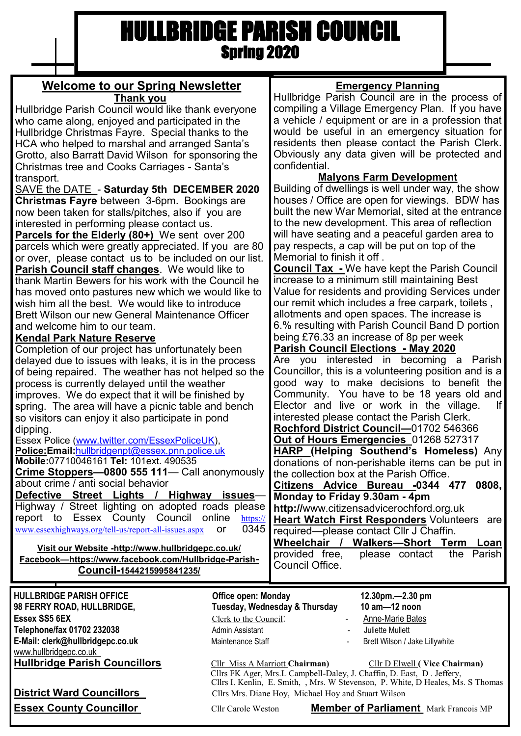# HULLBRIDGE PARISH COUNCIL

## Spring 2020

## Welcome to our Spring Newsletter

### Thank you

Hullbridge Parish Council would like thank everyone who came along, enjoyed and participated in the Hullbridge Christmas Fayre. Special thanks to the HCA who helped to marshal and arranged Santa's Grotto, also Barratt David Wilson for sponsoring the Christmas tree and Cooks Carriages - Santa's transport.

SAVE the DATE - **Saturday 5th DECEMBER 2020 Christmas Fayre** between 3-6pm. Bookings are now been taken for stalls/pitches, also if you are interested in performing please contact us.

**Parcels for the Elderly (80+)** We sent over 200 parcels which were greatly appreciated. If you are 80 or over, please contact us to be included on our list.

**Parish Council staff changes**. We would like to thank Martin Bewers for his work with the Council he has moved onto pastures new which we would like to wish him all the best. We would like to introduce Brett Wilson our new General Maintenance Officer and welcome him to our team.

**Kendal Park Nature Reserve**

Completion of our project has unfortunately been delayed due to issues with leaks, it is in the process of being repaired. The weather has not helped so the process is currently delayed until the weather improves. We do expect that it will be finished by spring. The area will have a picnic table and bench so visitors can enjoy it also participate in pond dipping.

Essex Police (www.twitter.com/EssexPoliceUK),
**Police:Email:**hullbridgenpt@essex.pnn.police.uk
**Mobile:**07710046161 **Tel:** 101ext. 490535

**Crime Stoppers—0800 555 111**— Call anonymously about crime / anti social behavior

**Defective Street Lights / Highway issues**— Highway / Street lighting on adopted roads please report to Essex County Council online https://www.essexhighways.org/tell-us/report-all-issues.aspx or 0345

**Visit our Website -http://www.hullbridgepc.co.uk/**
**Facebook—https://www.facebook.com/Hullbridge-Parish-Council-1544215995841235/**

## Emergency Planning

Hullbridge Parish Council are in the process of compiling a Village Emergency Plan. If you have a vehicle / equipment or are in a profession that would be useful in an emergency situation for residents then please contact the Parish Clerk. Obviously any data given will be protected and confidential.

### Malyons Farm Development

Building of dwellings is well under way, the show houses / Office are open for viewings. BDW has built the new War Memorial, sited at the entrance to the new development. This area of reflection will have seating and a peaceful garden area to pay respects, a cap will be put on top of the Memorial to finish it off .

**Council Tax -** We have kept the Parish Council increase to a minimum still maintaining Best Value for residents and providing Services under our remit which includes a free carpark, toilets , allotments and open spaces. The increase is 6.% resulting with Parish Council Band D portion being £76.33 an increase of 8p per week

**Parish Council Elections - May 2020**

Are you interested in becoming a Parish Councillor, this is a volunteering position and is a good way to make decisions to benefit the Community. You have to be 18 years old and Elector and live or work in the village. If interested please contact the Parish Clerk.

**Rochford District Council—**01702 546366

**Out of Hours Emergencies** 01268 527317

**HARP (Helping Southend's Homeless)** Any donations of non-perishable items can be put in the collection box at the Parish Office.

**Citizens Advice Bureau -0344 477 0808, Monday to Friday 9.30am - 4pm**
**http://**www.citizensadvicerochford.org.uk

**Heart Watch First Responders** Volunteers are required—please contact Cllr J Chaffin.

**Wheelchair / Walkers—Short Term Loan** provided free, please contact the Parish Council Office.

---

**HULLBRIDGE PARISH OFFICE**
**98 FERRY ROAD, HULLBRIDGE,**
**Essex SS5 6EX**
**Telephone/fax 01702 232038**
**E-Mail: clerk@hullbridgepc.co.uk**
www.hullbridgepc.co.uk

**Office open: Monday** 12.30pm.—2.30 pm
**Tuesday, Wednesday & Thursday** 10 am—12 noon

Clerk to the Council: - Anne-Marie Bates
Admin Assistant - Juliette Mullett
Maintenance Staff - Brett Wilson / Jake Lillywhite

**Hullbridge Parish Councillors**
Cllr Miss A Marriott **Chairman)** Cllr D Elwell **( Vice Chairman)**
Cllrs FK Ager, Mrs.L Campbell-Daley, J. Chaffin, D. East, D . Jeffery,
Cllrs I. Kenlin, E. Smith, , Mrs. W Stevenson, P. White, D Heales, Ms. S Thomas

**District Ward Councillors** Cllrs Mrs. Diane Hoy, Michael Hoy and Stuart Wilson

**Essex County Councillor** Cllr Carole Weston

**Member of Parliament** Mark Francois MP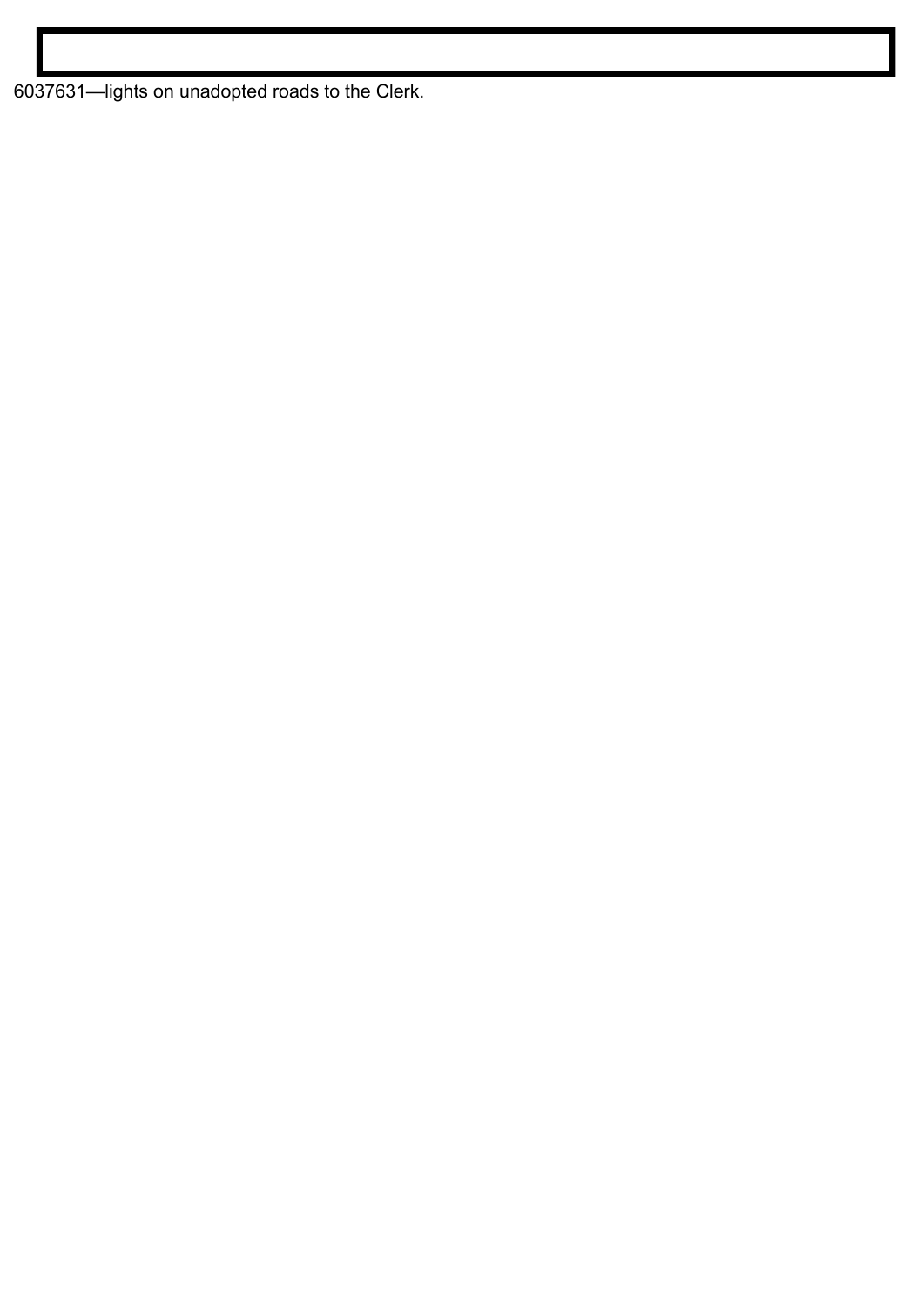6037631—lights on unadopted roads to the Clerk.